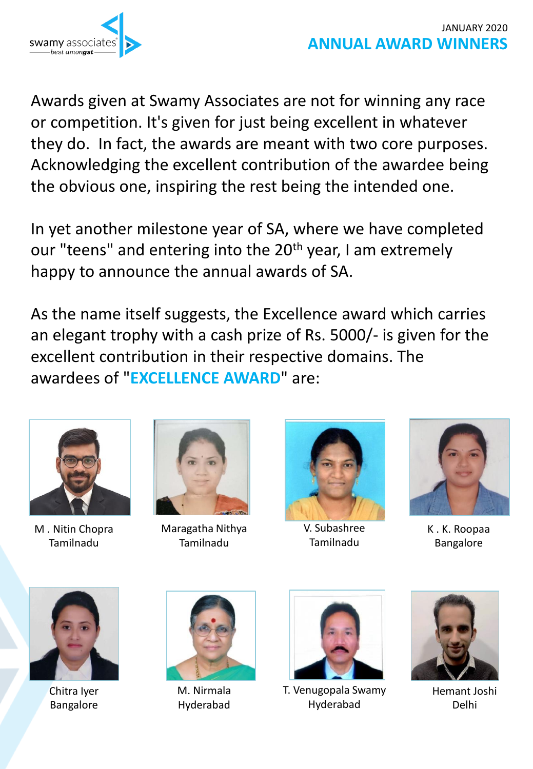swamy associates
*best amongst*

JANUARY 2020

# ANNUAL AWARD WINNERS

Awards given at Swamy Associates are not for winning any race or competition. It's given for just being excellent in whatever they do. In fact, the awards are meant with two core purposes. Acknowledging the excellent contribution of the awardee being the obvious one, inspiring the rest being the intended one.

In yet another milestone year of SA, where we have completed our "teens" and entering into the 20th year, I am extremely happy to announce the annual awards of SA.

As the name itself suggests, the Excellence award which carries an elegant trophy with a cash prize of Rs. 5000/- is given for the excellent contribution in their respective domains. The awardees of "**EXCELLENCE AWARD**" are:

M . Nitin Chopra
Tamilnadu

Maragatha Nithya
Tamilnadu

V. Subashree
Tamilnadu

K . K. Roopaa
Bangalore

Chitra Iyer
Bangalore

M. Nirmala
Hyderabad

T. Venugopala Swamy
Hyderabad

Hemant Joshi
Delhi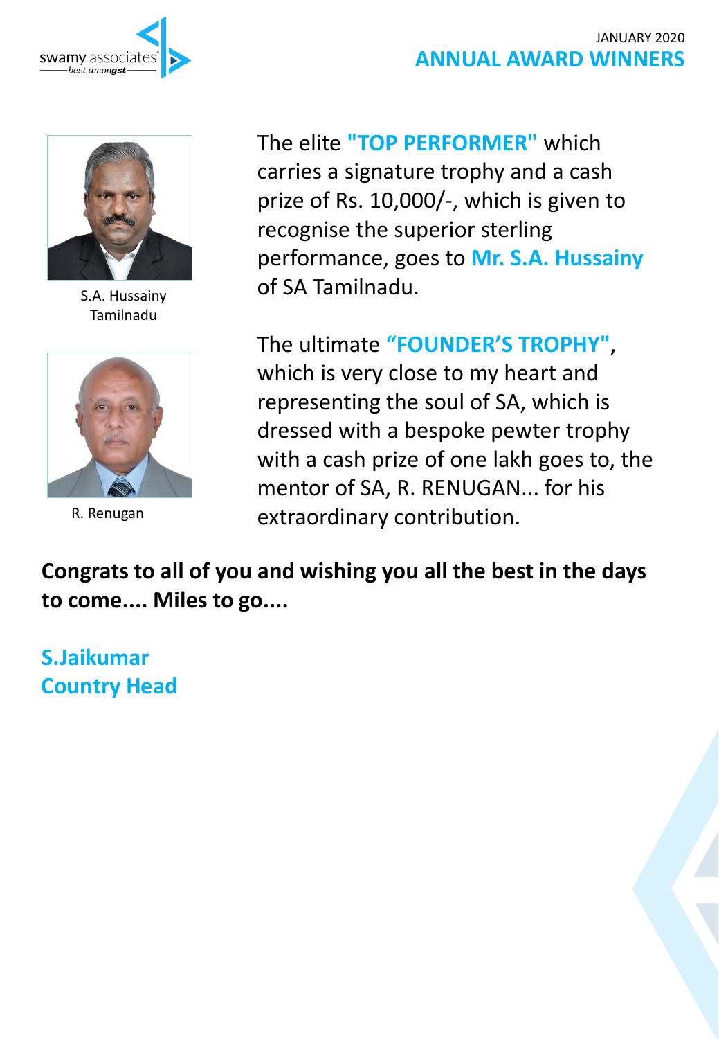JANUARY 2020

# ANNUAL AWARD WINNERS

S.A. Hussainy
Tamilnadu

The elite **"TOP PERFORMER"** which carries a signature trophy and a cash prize of Rs. 10,000/-, which is given to recognise the superior sterling performance, goes to **Mr. S.A. Hussainy** of SA Tamilnadu.

R. Renugan

The ultimate **"FOUNDER'S TROPHY"**, which is very close to my heart and representing the soul of SA, which is dressed with a bespoke pewter trophy with a cash prize of one lakh goes to, the mentor of SA, R. RENUGAN... for his extraordinary contribution.

**Congrats to all of you and wishing you all the best in the days to come.... Miles to go....**

**S.Jaikumar**
**Country Head**